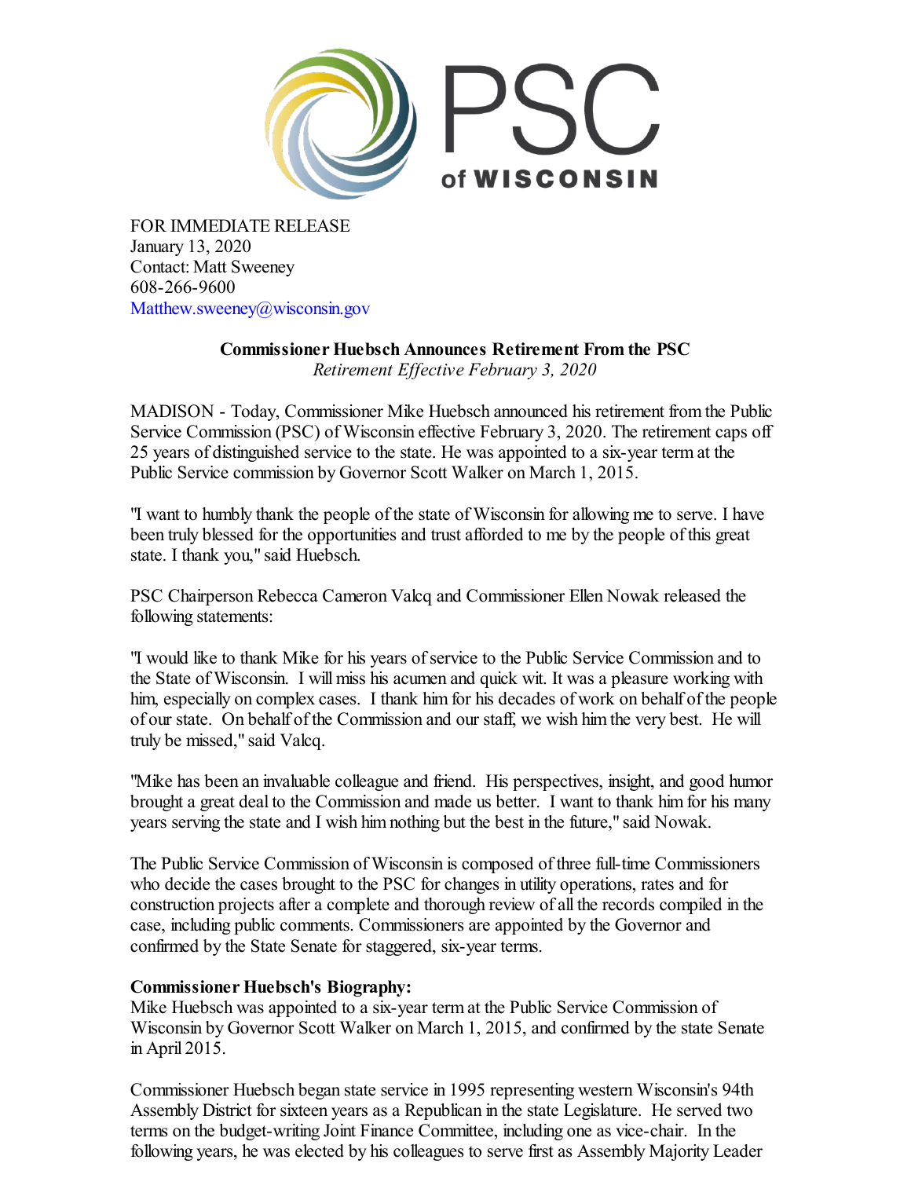PSC of WISCONSIN

FOR IMMEDIATE RELEASE
January 13, 2020
Contact: Matt Sweeney
608-266-9600
Matthew.sweeney@wisconsin.gov

**Commissioner Huebsch Announces Retirement From the PSC**
*Retirement Effective February 3, 2020*

MADISON - Today, Commissioner Mike Huebsch announced his retirement from the Public Service Commission (PSC) of Wisconsin effective February 3, 2020. The retirement caps off 25 years of distinguished service to the state. He was appointed to a six-year term at the Public Service commission by Governor Scott Walker on March 1, 2015.

"I want to humbly thank the people of the state of Wisconsin for allowing me to serve. I have been truly blessed for the opportunities and trust afforded to me by the people of this great state. I thank you," said Huebsch.

PSC Chairperson Rebecca Cameron Valcq and Commissioner Ellen Nowak released the following statements:

"I would like to thank Mike for his years of service to the Public Service Commission and to the State of Wisconsin. I will miss his acumen and quick wit. It was a pleasure working with him, especially on complex cases. I thank him for his decades of work on behalf of the people of our state. On behalf of the Commission and our staff, we wish him the very best. He will truly be missed," said Valcq.

"Mike has been an invaluable colleague and friend. His perspectives, insight, and good humor brought a great deal to the Commission and made us better. I want to thank him for his many years serving the state and I wish him nothing but the best in the future," said Nowak.

The Public Service Commission of Wisconsin is composed of three full-time Commissioners who decide the cases brought to the PSC for changes in utility operations, rates and for construction projects after a complete and thorough review of all the records compiled in the case, including public comments. Commissioners are appointed by the Governor and confirmed by the State Senate for staggered, six-year terms.

**Commissioner Huebsch's Biography:**
Mike Huebsch was appointed to a six-year term at the Public Service Commission of Wisconsin by Governor Scott Walker on March 1, 2015, and confirmed by the state Senate in April 2015.

Commissioner Huebsch began state service in 1995 representing western Wisconsin's 94th Assembly District for sixteen years as a Republican in the state Legislature. He served two terms on the budget-writing Joint Finance Committee, including one as vice-chair. In the following years, he was elected by his colleagues to serve first as Assembly Majority Leader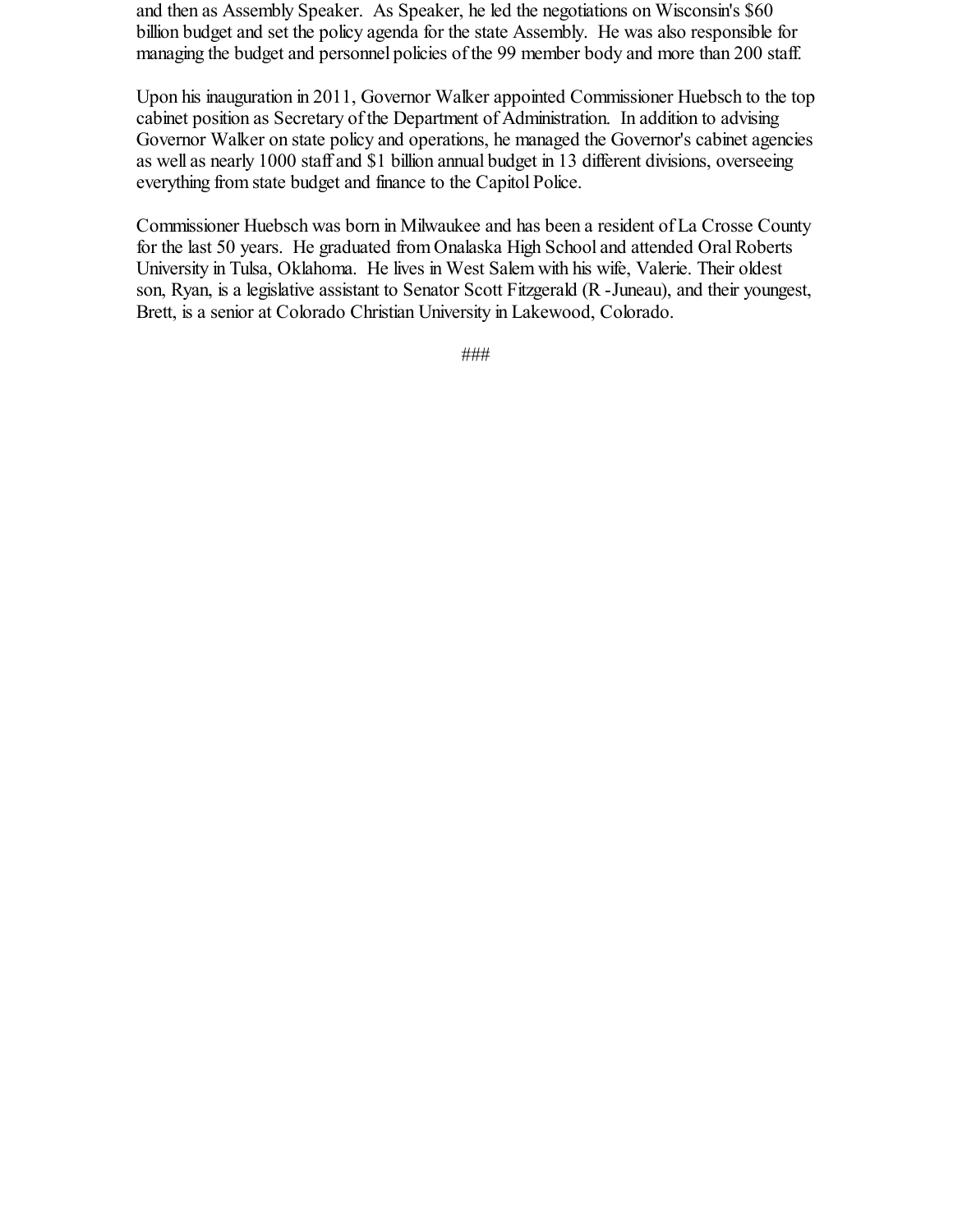and then as Assembly Speaker. As Speaker, he led the negotiations on Wisconsin's $60 billion budget and set the policy agenda for the state Assembly. He was also responsible for managing the budget and personnel policies of the 99 member body and more than 200 staff.

Upon his inauguration in 2011, Governor Walker appointed Commissioner Huebsch to the top cabinet position as Secretary of the Department of Administration. In addition to advising Governor Walker on state policy and operations, he managed the Governor's cabinet agencies as well as nearly 1000 staff and $1 billion annual budget in 13 different divisions, overseeing everything from state budget and finance to the Capitol Police.

Commissioner Huebsch was born in Milwaukee and has been a resident of La Crosse County for the last 50 years. He graduated from Onalaska High School and attended Oral Roberts University in Tulsa, Oklahoma. He lives in West Salem with his wife, Valerie. Their oldest son, Ryan, is a legislative assistant to Senator Scott Fitzgerald (R -Juneau), and their youngest, Brett, is a senior at Colorado Christian University in Lakewood, Colorado.

###